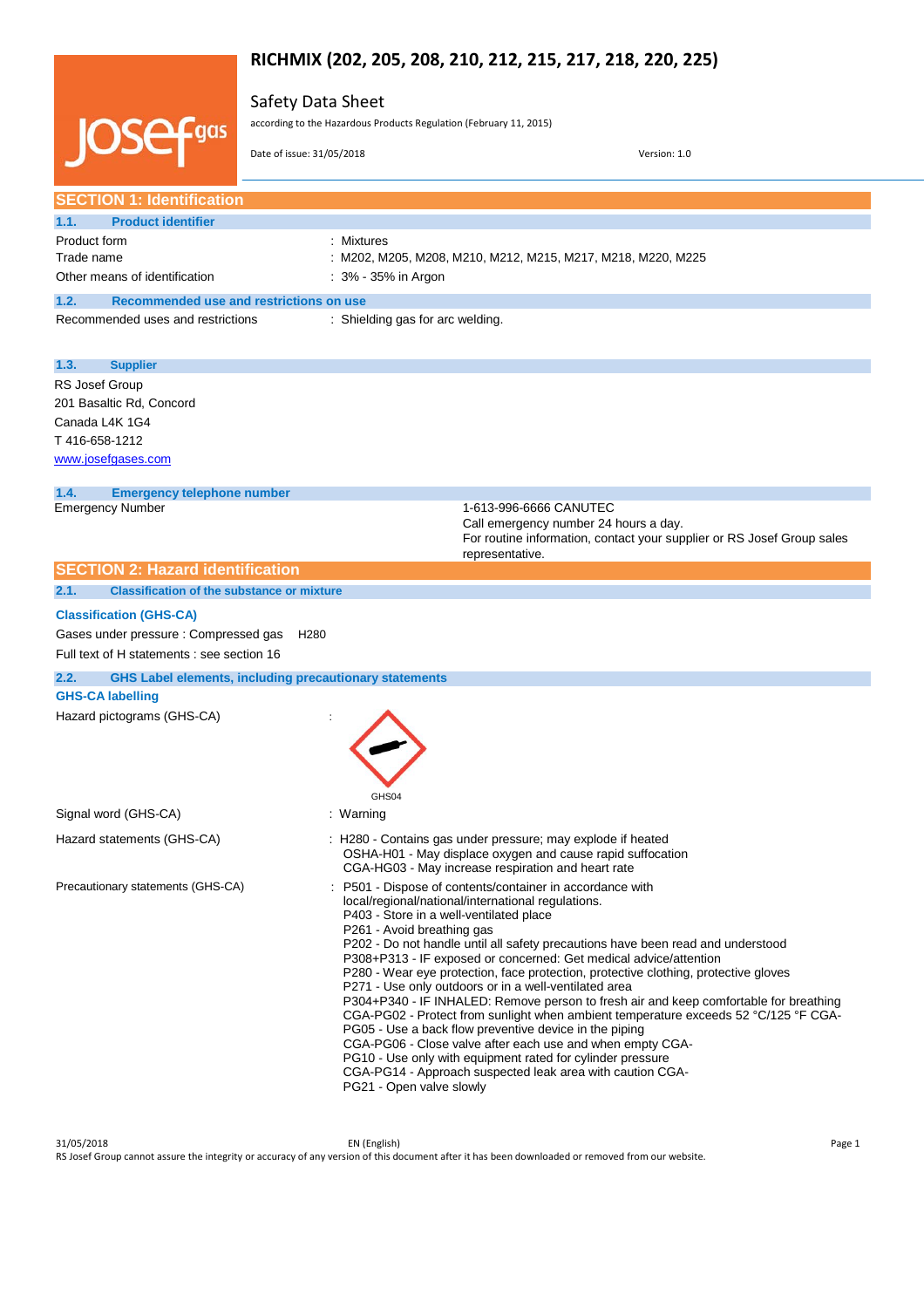# RICHMIX (202, 205, 208, 210, 212, 215, 217, 218, 220, 225)

Safety Data Sheet

according to the Hazardous Products Regulation (February 11, 2015)

Date of issue: 31/05/2018 Version: 1.0

## SECTION 1: Identification

### 1.1. Product identifier

Product form : Mixtures

Trade name : M202, M205, M208, M210, M212, M215, M217, M218, M220, M225

Other means of identification : 3% - 35% in Argon

### 1.2. Recommended use and restrictions on use

Recommended uses and restrictions : Shielding gas for arc welding.

### 1.3. Supplier

RS Josef Group
201 Basaltic Rd, Concord
Canada L4K 1G4
T 416-658-1212
www.josefgases.com

### 1.4. Emergency telephone number

Emergency Number : 1-613-996-6666 CANUTEC
Call emergency number 24 hours a day.
For routine information, contact your supplier or RS Josef Group sales representative.

## SECTION 2: Hazard identification

### 2.1. Classification of the substance or mixture

**Classification (GHS-CA)**

Gases under pressure : Compressed gas H280

Full text of H statements : see section 16

### 2.2. GHS Label elements, including precautionary statements

**GHS-CA labelling**

Hazard pictograms (GHS-CA) :

GHS04

Signal word (GHS-CA) : Warning

Hazard statements (GHS-CA) : H280 - Contains gas under pressure; may explode if heated
OSHA-H01 - May displace oxygen and cause rapid suffocation
CGA-HG03 - May increase respiration and heart rate

Precautionary statements (GHS-CA) : P501 - Dispose of contents/container in accordance with local/regional/national/international regulations.
P403 - Store in a well-ventilated place
P261 - Avoid breathing gas
P202 - Do not handle until all safety precautions have been read and understood
P308+P313 - IF exposed or concerned: Get medical advice/attention
P280 - Wear eye protection, face protection, protective clothing, protective gloves
P271 - Use only outdoors or in a well-ventilated area
P304+P340 - IF INHALED: Remove person to fresh air and keep comfortable for breathing
CGA-PG02 - Protect from sunlight when ambient temperature exceeds 52 °C/125 °F CGA-PG05 - Use a back flow preventive device in the piping
CGA-PG06 - Close valve after each use and when empty CGA-PG10 - Use only with equipment rated for cylinder pressure
CGA-PG14 - Approach suspected leak area with caution CGA-PG21 - Open valve slowly

RS Josef Group cannot assure the integrity or accuracy of any version of this document after it has been downloaded or removed from our website.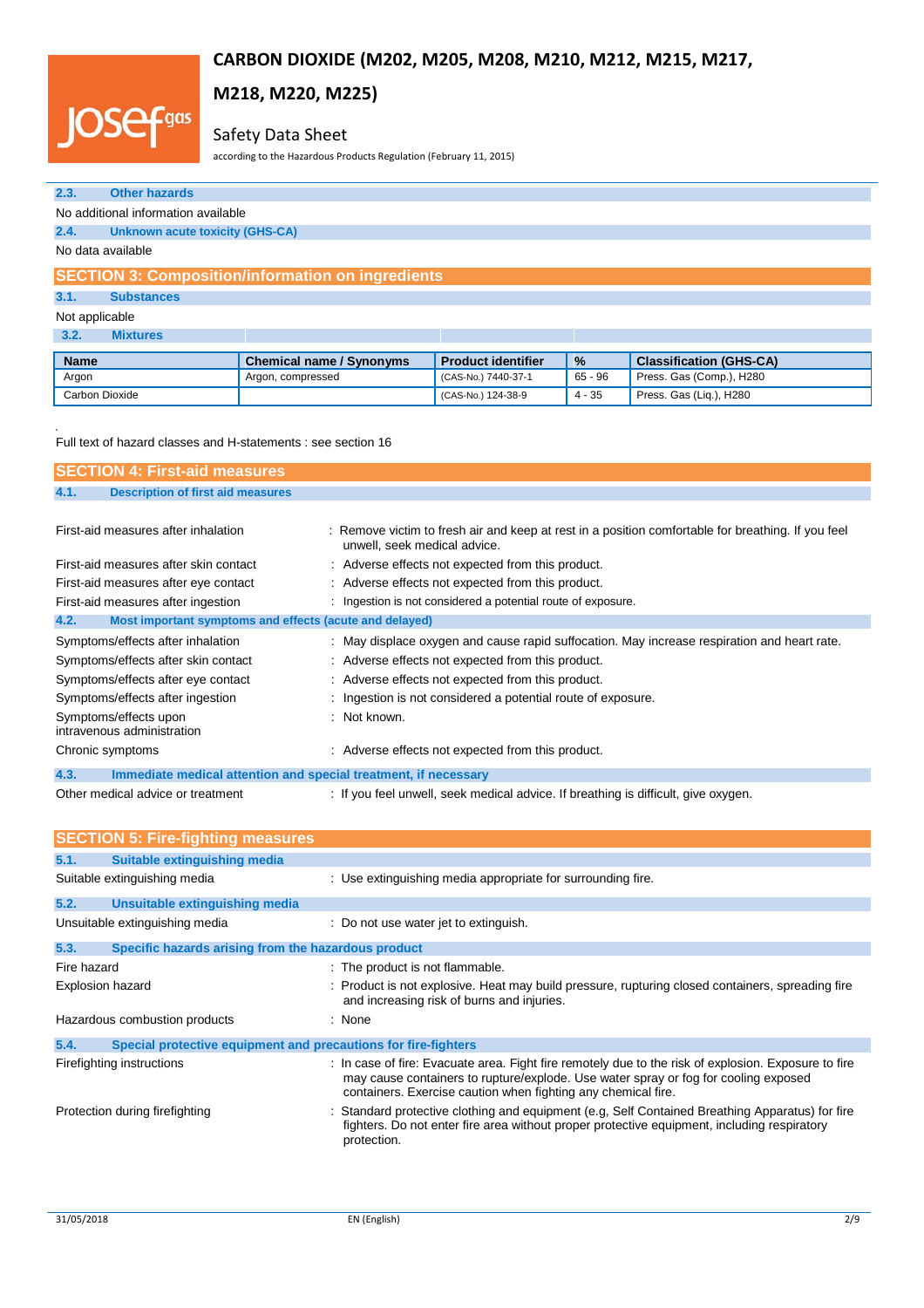### 2.3. Other hazards

No additional information available

### 2.4. Unknown acute toxicity (GHS-CA)

No data available

## SECTION 3: Composition/information on ingredients

### 3.1. Substances

Not applicable

### 3.2. Mixtures

| Name | Chemical name / Synonyms | Product identifier | % | Classification (GHS-CA) |
|---|---|---|---|---|
| Argon | Argon, compressed | (CAS-No.) 7440-37-1 | 65 - 96 | Press. Gas (Comp.), H280 |
| Carbon Dioxide | | (CAS-No.) 124-38-9 | 4 - 35 | Press. Gas (Liq.), H280 |

.

Full text of hazard classes and H-statements : see section 16

## SECTION 4: First-aid measures

### 4.1. Description of first aid measures

First-aid measures after inhalation : Remove victim to fresh air and keep at rest in a position comfortable for breathing. If you feel unwell, seek medical advice.

First-aid measures after skin contact : Adverse effects not expected from this product.

First-aid measures after eye contact : Adverse effects not expected from this product.

First-aid measures after ingestion : Ingestion is not considered a potential route of exposure.

### 4.2. Most important symptoms and effects (acute and delayed)

Symptoms/effects after inhalation : May displace oxygen and cause rapid suffocation. May increase respiration and heart rate.

Symptoms/effects after skin contact : Adverse effects not expected from this product.

Symptoms/effects after eye contact : Adverse effects not expected from this product.

Symptoms/effects after ingestion : Ingestion is not considered a potential route of exposure.

Symptoms/effects upon intravenous administration : Not known.

Chronic symptoms : Adverse effects not expected from this product.

### 4.3. Immediate medical attention and special treatment, if necessary

Other medical advice or treatment : If you feel unwell, seek medical advice. If breathing is difficult, give oxygen.

## SECTION 5: Fire-fighting measures

### 5.1. Suitable extinguishing media

Suitable extinguishing media : Use extinguishing media appropriate for surrounding fire.

### 5.2. Unsuitable extinguishing media

Unsuitable extinguishing media : Do not use water jet to extinguish.

### 5.3. Specific hazards arising from the hazardous product

Fire hazard : The product is not flammable.

Explosion hazard : Product is not explosive. Heat may build pressure, rupturing closed containers, spreading fire and increasing risk of burns and injuries.

Hazardous combustion products : None

### 5.4. Special protective equipment and precautions for fire-fighters

Firefighting instructions : In case of fire: Evacuate area. Fight fire remotely due to the risk of explosion. Exposure to fire may cause containers to rupture/explode. Use water spray or fog for cooling exposed containers. Exercise caution when fighting any chemical fire.

Protection during firefighting : Standard protective clothing and equipment (e.g, Self Contained Breathing Apparatus) for fire fighters. Do not enter fire area without proper protective equipment, including respiratory protection.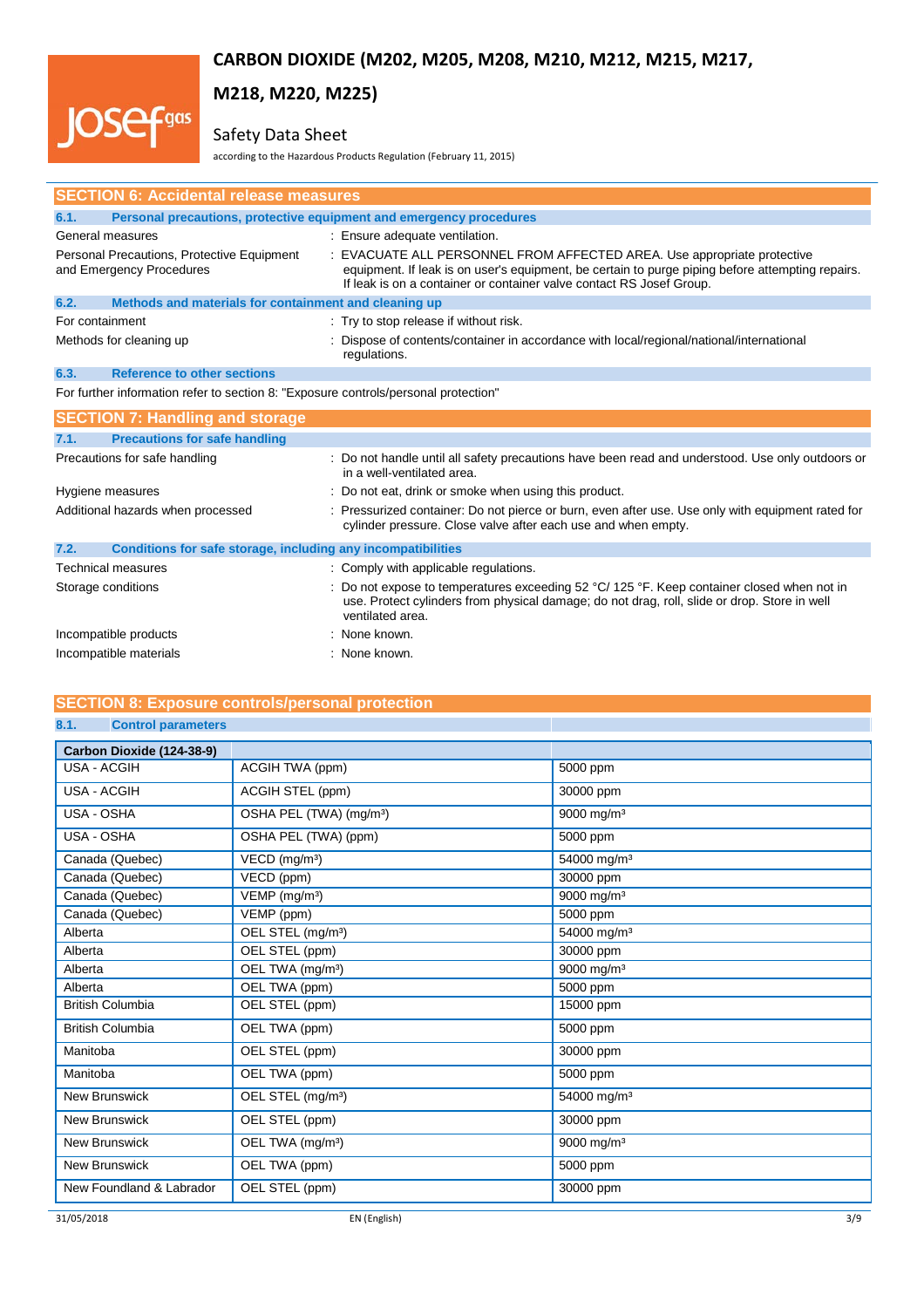## SECTION 6: Accidental release measures

### 6.1. Personal precautions, protective equipment and emergency procedures

General measures : Ensure adequate ventilation.

Personal Precautions, Protective Equipment and Emergency Procedures : EVACUATE ALL PERSONNEL FROM AFFECTED AREA. Use appropriate protective equipment. If leak is on user's equipment, be certain to purge piping before attempting repairs. If leak is on a container or container valve contact RS Josef Group.

### 6.2. Methods and materials for containment and cleaning up

For containment : Try to stop release if without risk.

Methods for cleaning up : Dispose of contents/container in accordance with local/regional/national/international regulations.

### 6.3. Reference to other sections

For further information refer to section 8: "Exposure controls/personal protection"

## SECTION 7: Handling and storage

### 7.1. Precautions for safe handling

Precautions for safe handling : Do not handle until all safety precautions have been read and understood. Use only outdoors or in a well-ventilated area.

Hygiene measures : Do not eat, drink or smoke when using this product.

Additional hazards when processed : Pressurized container: Do not pierce or burn, even after use. Use only with equipment rated for cylinder pressure. Close valve after each use and when empty.

### 7.2. Conditions for safe storage, including any incompatibilities

Technical measures : Comply with applicable regulations.

Storage conditions : Do not expose to temperatures exceeding 52 °C/ 125 °F. Keep container closed when not in use. Protect cylinders from physical damage; do not drag, roll, slide or drop. Store in well ventilated area.

Incompatible products : None known.

Incompatible materials : None known.

## SECTION 8: Exposure controls/personal protection

### 8.1. Control parameters

| Carbon Dioxide (124-38-9) | | |
|---|---|---|
| USA - ACGIH | ACGIH TWA (ppm) | 5000 ppm |
| USA - ACGIH | ACGIH STEL (ppm) | 30000 ppm |
| USA - OSHA | OSHA PEL (TWA) (mg/m³) | 9000 mg/m³ |
| USA - OSHA | OSHA PEL (TWA) (ppm) | 5000 ppm |
| Canada (Quebec) | VECD (mg/m³) | 54000 mg/m³ |
| Canada (Quebec) | VECD (ppm) | 30000 ppm |
| Canada (Quebec) | VEMP (mg/m³) | 9000 mg/m³ |
| Canada (Quebec) | VEMP (ppm) | 5000 ppm |
| Alberta | OEL STEL (mg/m³) | 54000 mg/m³ |
| Alberta | OEL STEL (ppm) | 30000 ppm |
| Alberta | OEL TWA (mg/m³) | 9000 mg/m³ |
| Alberta | OEL TWA (ppm) | 5000 ppm |
| British Columbia | OEL STEL (ppm) | 15000 ppm |
| British Columbia | OEL TWA (ppm) | 5000 ppm |
| Manitoba | OEL STEL (ppm) | 30000 ppm |
| Manitoba | OEL TWA (ppm) | 5000 ppm |
| New Brunswick | OEL STEL (mg/m³) | 54000 mg/m³ |
| New Brunswick | OEL STEL (ppm) | 30000 ppm |
| New Brunswick | OEL TWA (mg/m³) | 9000 mg/m³ |
| New Brunswick | OEL TWA (ppm) | 5000 ppm |
| New Foundland & Labrador | OEL STEL (ppm) | 30000 ppm |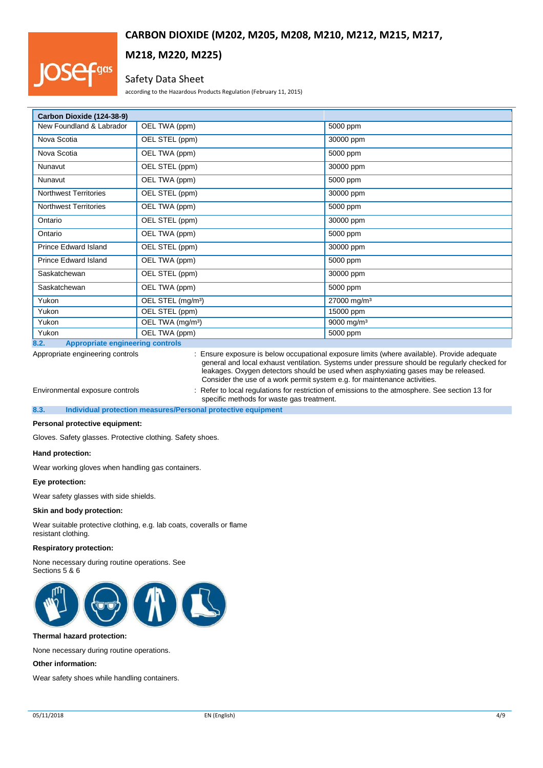| Carbon Dioxide (124-38-9) | | |
|---|---|---|
| New Foundland & Labrador | OEL TWA (ppm) | 5000 ppm |
| Nova Scotia | OEL STEL (ppm) | 30000 ppm |
| Nova Scotia | OEL TWA (ppm) | 5000 ppm |
| Nunavut | OEL STEL (ppm) | 30000 ppm |
| Nunavut | OEL TWA (ppm) | 5000 ppm |
| Northwest Territories | OEL STEL (ppm) | 30000 ppm |
| Northwest Territories | OEL TWA (ppm) | 5000 ppm |
| Ontario | OEL STEL (ppm) | 30000 ppm |
| Ontario | OEL TWA (ppm) | 5000 ppm |
| Prince Edward Island | OEL STEL (ppm) | 30000 ppm |
| Prince Edward Island | OEL TWA (ppm) | 5000 ppm |
| Saskatchewan | OEL STEL (ppm) | 30000 ppm |
| Saskatchewan | OEL TWA (ppm) | 5000 ppm |
| Yukon | OEL STEL (mg/m³) | 27000 mg/m³ |
| Yukon | OEL STEL (ppm) | 15000 ppm |
| Yukon | OEL TWA (mg/m³) | 9000 mg/m³ |
| Yukon | OEL TWA (ppm) | 5000 ppm |

## 8.2. Appropriate engineering controls

Appropriate engineering controls : Ensure exposure is below occupational exposure limits (where available). Provide adequate general and local exhaust ventilation. Systems under pressure should be regularly checked for leakages. Oxygen detectors should be used when asphyxiating gases may be released. Consider the use of a work permit system e.g. for maintenance activities.

Environmental exposure controls : Refer to local regulations for restriction of emissions to the atmosphere. See section 13 for specific methods for waste gas treatment.

## 8.3. Individual protection measures/Personal protective equipment

**Personal protective equipment:**

Gloves. Safety glasses. Protective clothing. Safety shoes.

**Hand protection:**

Wear working gloves when handling gas containers.

**Eye protection:**

Wear safety glasses with side shields.

**Skin and body protection:**

Wear suitable protective clothing, e.g. lab coats, coveralls or flame resistant clothing.

**Respiratory protection:**

None necessary during routine operations. See Sections 5 & 6

**Thermal hazard protection:**

None necessary during routine operations.

**Other information:**

Wear safety shoes while handling containers.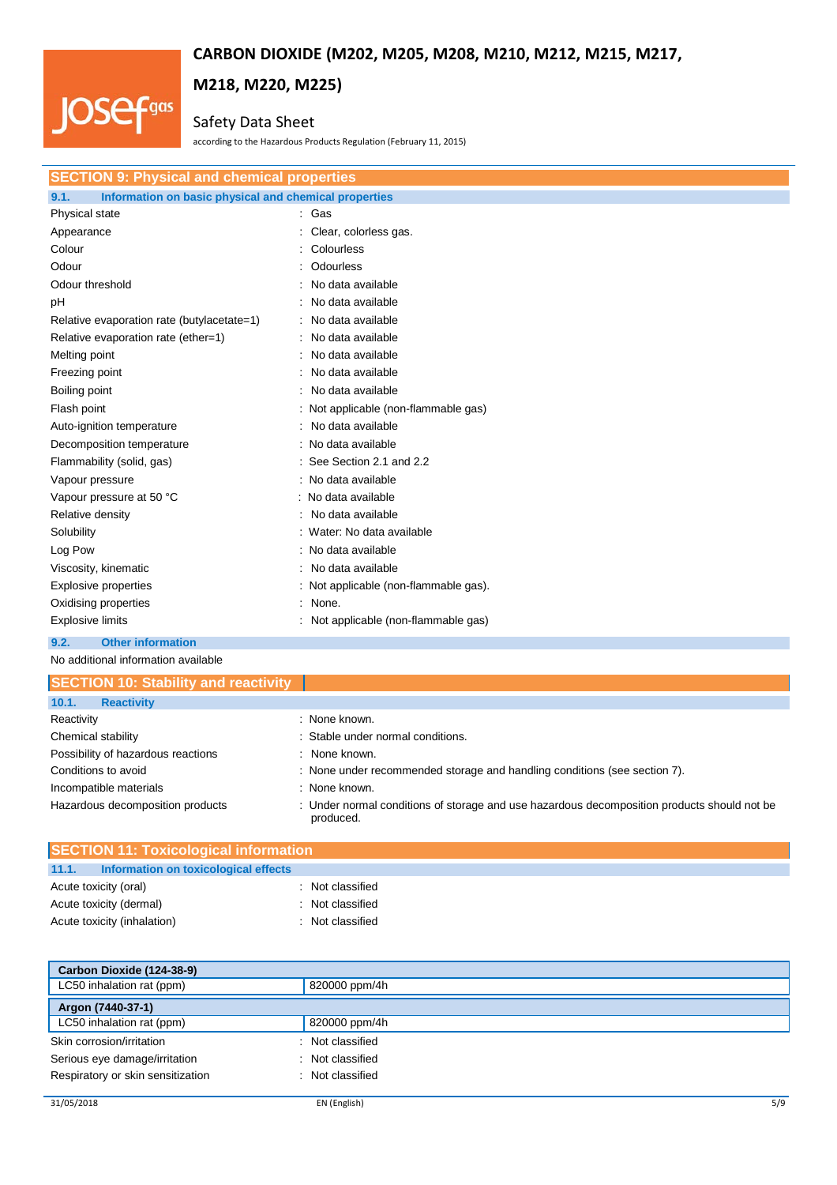## SECTION 9: Physical and chemical properties

### 9.1. Information on basic physical and chemical properties

| | |
|---|---|
| Physical state | : Gas |
| Appearance | : Clear, colorless gas. |
| Colour | : Colourless |
| Odour | : Odourless |
| Odour threshold | : No data available |
| pH | : No data available |
| Relative evaporation rate (butylacetate=1) | : No data available |
| Relative evaporation rate (ether=1) | : No data available |
| Melting point | : No data available |
| Freezing point | : No data available |
| Boiling point | : No data available |
| Flash point | : Not applicable (non-flammable gas) |
| Auto-ignition temperature | : No data available |
| Decomposition temperature | : No data available |
| Flammability (solid, gas) | : See Section 2.1 and 2.2 |
| Vapour pressure | : No data available |
| Vapour pressure at 50 °C | : No data available |
| Relative density | : No data available |
| Solubility | : Water: No data available |
| Log Pow | : No data available |
| Viscosity, kinematic | : No data available |
| Explosive properties | : Not applicable (non-flammable gas). |
| Oxidising properties | : None. |
| Explosive limits | : Not applicable (non-flammable gas) |

### 9.2. Other information

No additional information available

## SECTION 10: Stability and reactivity

### 10.1. Reactivity

| | |
|---|---|
| Reactivity | : None known. |
| Chemical stability | : Stable under normal conditions. |
| Possibility of hazardous reactions | : None known. |
| Conditions to avoid | : None under recommended storage and handling conditions (see section 7). |
| Incompatible materials | : None known. |
| Hazardous decomposition products | : Under normal conditions of storage and use hazardous decomposition products should not be produced. |

## SECTION 11: Toxicological information

### 11.1. Information on toxicological effects

| | |
|---|---|
| Acute toxicity (oral) | : Not classified |
| Acute toxicity (dermal) | : Not classified |
| Acute toxicity (inhalation) | : Not classified |

| Carbon Dioxide (124-38-9) | |
|---|---|
| LC50 inhalation rat (ppm) | 820000 ppm/4h |

| Argon (7440-37-1) | |
|---|---|
| LC50 inhalation rat (ppm) | 820000 ppm/4h |

| | |
|---|---|
| Skin corrosion/irritation | : Not classified |
| Serious eye damage/irritation | : Not classified |
| Respiratory or skin sensitization | : Not classified |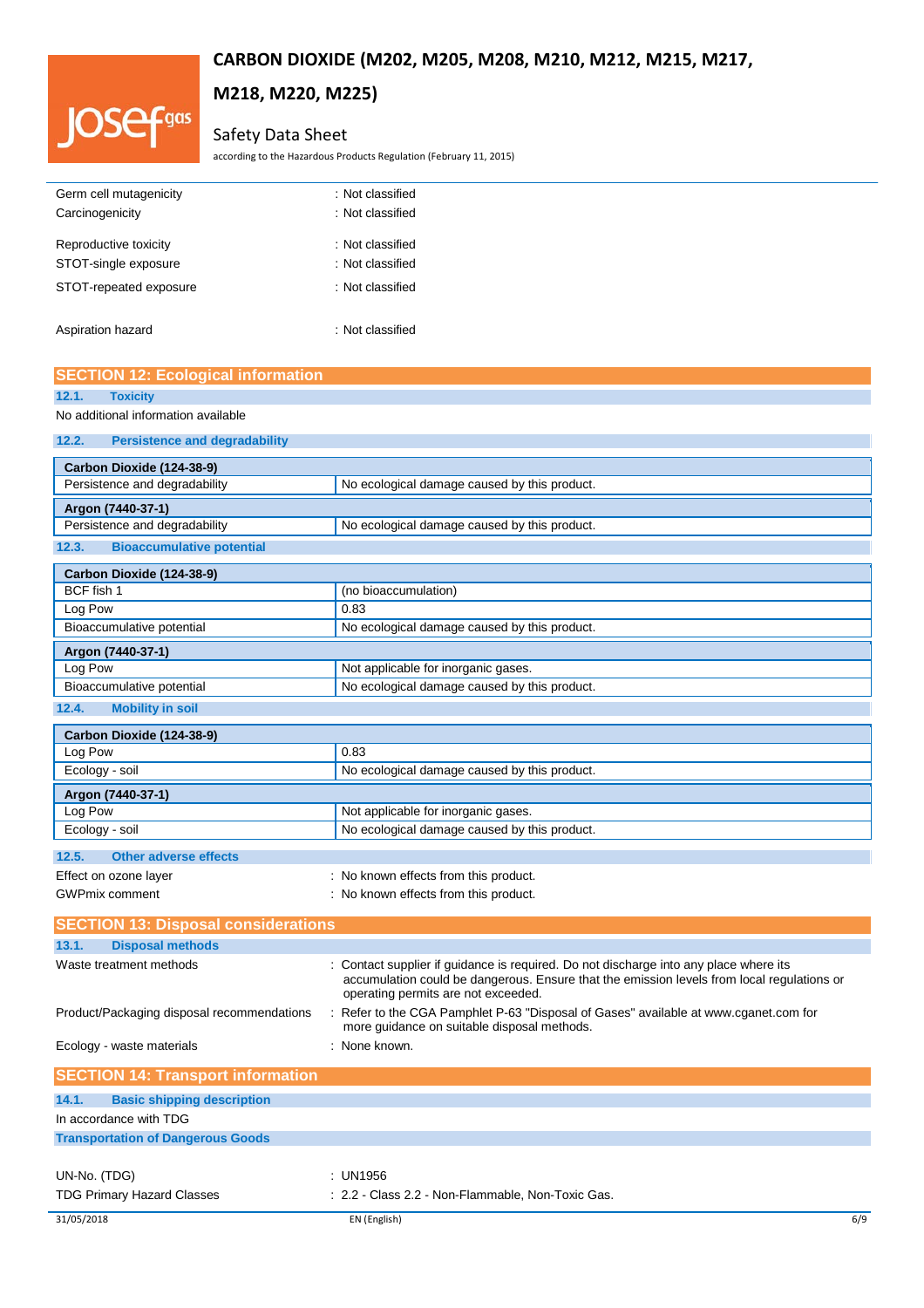Germ cell mutagenicity : Not classified

Carcinogenicity : Not classified

Reproductive toxicity : Not classified

STOT-single exposure : Not classified

STOT-repeated exposure : Not classified

Aspiration hazard : Not classified

## SECTION 12: Ecological information

### 12.1. Toxicity

No additional information available

### 12.2. Persistence and degradability

| Carbon Dioxide (124-38-9) | |
|---|---|
| Persistence and degradability | No ecological damage caused by this product. |
| **Argon (7440-37-1)** | |
| Persistence and degradability | No ecological damage caused by this product. |

### 12.3. Bioaccumulative potential

| Carbon Dioxide (124-38-9) | |
|---|---|
| BCF fish 1 | (no bioaccumulation) |
| Log Pow | 0.83 |
| Bioaccumulative potential | No ecological damage caused by this product. |
| **Argon (7440-37-1)** | |
| Log Pow | Not applicable for inorganic gases. |
| Bioaccumulative potential | No ecological damage caused by this product. |

### 12.4. Mobility in soil

| Carbon Dioxide (124-38-9) | |
|---|---|
| Log Pow | 0.83 |
| Ecology - soil | No ecological damage caused by this product. |
| **Argon (7440-37-1)** | |
| Log Pow | Not applicable for inorganic gases. |
| Ecology - soil | No ecological damage caused by this product. |

### 12.5. Other adverse effects

Effect on ozone layer : No known effects from this product.

GWPmix comment : No known effects from this product.

## SECTION 13: Disposal considerations

### 13.1. Disposal methods

Waste treatment methods : Contact supplier if guidance is required. Do not discharge into any place where its accumulation could be dangerous. Ensure that the emission levels from local regulations or operating permits are not exceeded.

Product/Packaging disposal recommendations : Refer to the CGA Pamphlet P-63 "Disposal of Gases" available at www.cganet.com for more guidance on suitable disposal methods.

Ecology - waste materials : None known.

## SECTION 14: Transport information

### 14.1. Basic shipping description

In accordance with TDG

**Transportation of Dangerous Goods**

UN-No. (TDG) : UN1956

TDG Primary Hazard Classes : 2.2 - Class 2.2 - Non-Flammable, Non-Toxic Gas.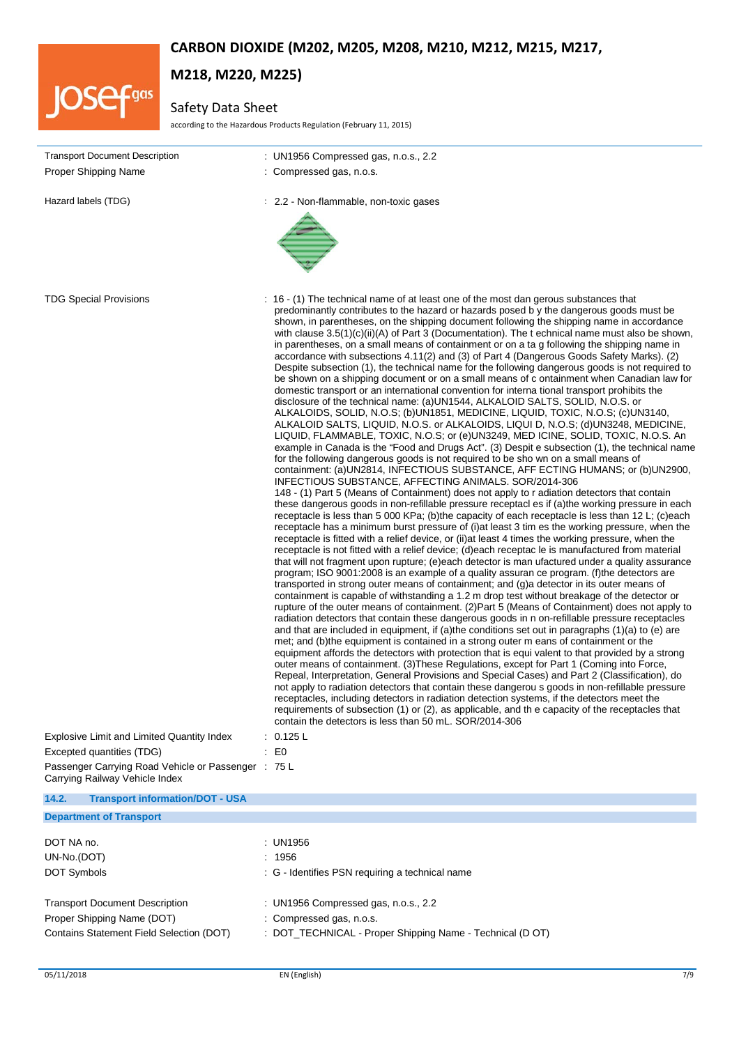| | |
|---|---|
| Transport Document Description | : UN1956 Compressed gas, n.o.s., 2.2 |
| Proper Shipping Name | : Compressed gas, n.o.s. |
| Hazard labels (TDG) | : 2.2 - Non-flammable, non-toxic gases |
| TDG Special Provisions | : 16 - (1) The technical name of at least one of the most dan gerous substances that predominantly contributes to the hazard or hazards posed b y the dangerous goods must be shown, in parentheses, on the shipping document following the shipping name in accordance with clause 3.5(1)(c)(ii)(A) of Part 3 (Documentation). The t echnical name must also be shown, in parentheses, on a small means of containment or on a ta g following the shipping name in accordance with subsections 4.11(2) and (3) of Part 4 (Dangerous Goods Safety Marks). (2) Despite subsection (1), the technical name for the following dangerous goods is not required to be shown on a shipping document or on a small means of c ontainment when Canadian law for domestic transport or an international convention for interna tional transport prohibits the disclosure of the technical name: (a)UN1544, ALKALOID SALTS, SOLID, N.O.S. or ALKALOIDS, SOLID, N.O.S; (b)UN1851, MEDICINE, LIQUID, TOXIC, N.O.S; (c)UN3140, ALKALOID SALTS, LIQUID, N.O.S. or ALKALOIDS, LIQUI D, N.O.S; (d)UN3248, MEDICINE, LIQUID, FLAMMABLE, TOXIC, N.O.S; or (e)UN3249, MED ICINE, SOLID, TOXIC, N.O.S. An example in Canada is the "Food and Drugs Act". (3) Despit e subsection (1), the technical name for the following dangerous goods is not required to be sho wn on a small means of containment: (a)UN2814, INFECTIOUS SUBSTANCE, AFF ECTING HUMANS; or (b)UN2900, INFECTIOUS SUBSTANCE, AFFECTING ANIMALS. SOR/2014-306<br>148 - (1) Part 5 (Means of Containment) does not apply to r adiation detectors that contain these dangerous goods in non-refillable pressure receptacl es if (a)the working pressure in each receptacle is less than 5 000 KPa; (b)the capacity of each receptacle is less than 12 L; (c)each receptacle has a minimum burst pressure of (i)at least 3 tim es the working pressure, when the receptacle is fitted with a relief device, or (ii)at least 4 times the working pressure, when the receptacle is not fitted with a relief device; (d)each receptac le is manufactured from material that will not fragment upon rupture; (e)each detector is man ufactured under a quality assurance program; ISO 9001:2008 is an example of a quality assuran ce program. (f)the detectors are transported in strong outer means of containment; and (g)a detector in its outer means of containment is capable of withstanding a 1.2 m drop test without breakage of the detector or rupture of the outer means of containment. (2)Part 5 (Means of Containment) does not apply to radiation detectors that contain these dangerous goods in n on-refillable pressure receptacles and that are included in equipment, if (a)the conditions set out in paragraphs (1)(a) to (e) are met; and (b)the equipment is contained in a strong outer m eans of containment or the equipment affords the detectors with protection that is equi valent to that provided by a strong outer means of containment. (3)These Regulations, except for Part 1 (Coming into Force, Repeal, Interpretation, General Provisions and Special Cases) and Part 2 (Classification), do not apply to radiation detectors that contain these dangerou s goods in non-refillable pressure receptacles, including detectors in radiation detection systems, if the detectors meet the requirements of subsection (1) or (2), as applicable, and th e capacity of the receptacles that contain the detectors is less than 50 mL. SOR/2014-306 |
| Explosive Limit and Limited Quantity Index | : 0.125 L |
| Excepted quantities (TDG) | : E0 |
| Passenger Carrying Road Vehicle or Passenger Carrying Railway Vehicle Index | : 75 L |

## 14.2. Transport information/DOT - USA

### Department of Transport

| | |
|---|---|
| DOT NA no. | : UN1956 |
| UN-No.(DOT) | : 1956 |
| DOT Symbols | : G - Identifies PSN requiring a technical name |
| Transport Document Description | : UN1956 Compressed gas, n.o.s., 2.2 |
| Proper Shipping Name (DOT) | : Compressed gas, n.o.s. |
| Contains Statement Field Selection (DOT) | : DOT_TECHNICAL - Proper Shipping Name - Technical (D OT) |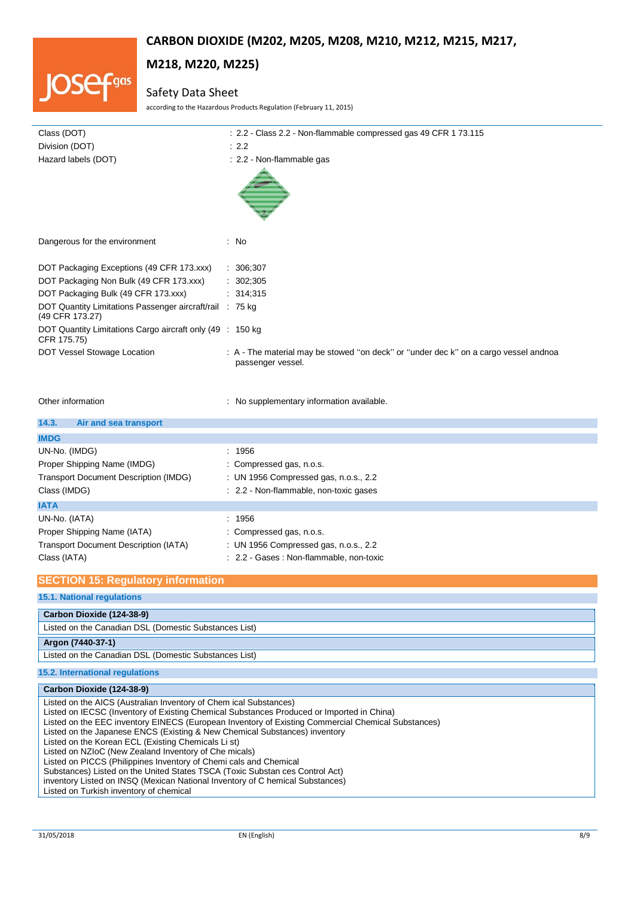| | |
|---|---|
| Class (DOT) | : 2.2 - Class 2.2 - Non-flammable compressed gas 49 CFR 1 73.115 |
| Division (DOT) | : 2.2 |
| Hazard labels (DOT) | : 2.2 - Non-flammable gas |
| Dangerous for the environment | : No |
| DOT Packaging Exceptions (49 CFR 173.xxx) | : 306;307 |
| DOT Packaging Non Bulk (49 CFR 173.xxx) | : 302;305 |
| DOT Packaging Bulk (49 CFR 173.xxx) | : 314;315 |
| DOT Quantity Limitations Passenger aircraft/rail (49 CFR 173.27) | : 75 kg |
| DOT Quantity Limitations Cargo aircraft only (49 CFR 175.75) | : 150 kg |
| DOT Vessel Stowage Location | : A - The material may be stowed "on deck" or "under dec k" on a cargo vessel andnoa passenger vessel. |
| Other information | : No supplementary information available. |

### 14.3. Air and sea transport

**IMDG**

| | |
|---|---|
| UN-No. (IMDG) | : 1956 |
| Proper Shipping Name (IMDG) | : Compressed gas, n.o.s. |
| Transport Document Description (IMDG) | : UN 1956 Compressed gas, n.o.s., 2.2 |
| Class (IMDG) | : 2.2 - Non-flammable, non-toxic gases |

**IATA**

| | |
|---|---|
| UN-No. (IATA) | : 1956 |
| Proper Shipping Name (IATA) | : Compressed gas, n.o.s. |
| Transport Document Description (IATA) | : UN 1956 Compressed gas, n.o.s., 2.2 |
| Class (IATA) | : 2.2 - Gases : Non-flammable, non-toxic |

## SECTION 15: Regulatory information

### 15.1. National regulations

**Carbon Dioxide (124-38-9)**

Listed on the Canadian DSL (Domestic Substances List)

**Argon (7440-37-1)**

Listed on the Canadian DSL (Domestic Substances List)

### 15.2. International regulations

**Carbon Dioxide (124-38-9)**

Listed on the AICS (Australian Inventory of Chem ical Substances)
Listed on IECSC (Inventory of Existing Chemical Substances Produced or Imported in China)
Listed on the EEC inventory EINECS (European Inventory of Existing Commercial Chemical Substances)
Listed on the Japanese ENCS (Existing & New Chemical Substances) inventory
Listed on the Korean ECL (Existing Chemicals Li st)
Listed on NZIoC (New Zealand Inventory of Che micals)
Listed on PICCS (Philippines Inventory of Chemi cals and Chemical
Substances) Listed on the United States TSCA (Toxic Substan ces Control Act)
inventory Listed on INSQ (Mexican National Inventory of C hemical Substances)
Listed on Turkish inventory of chemical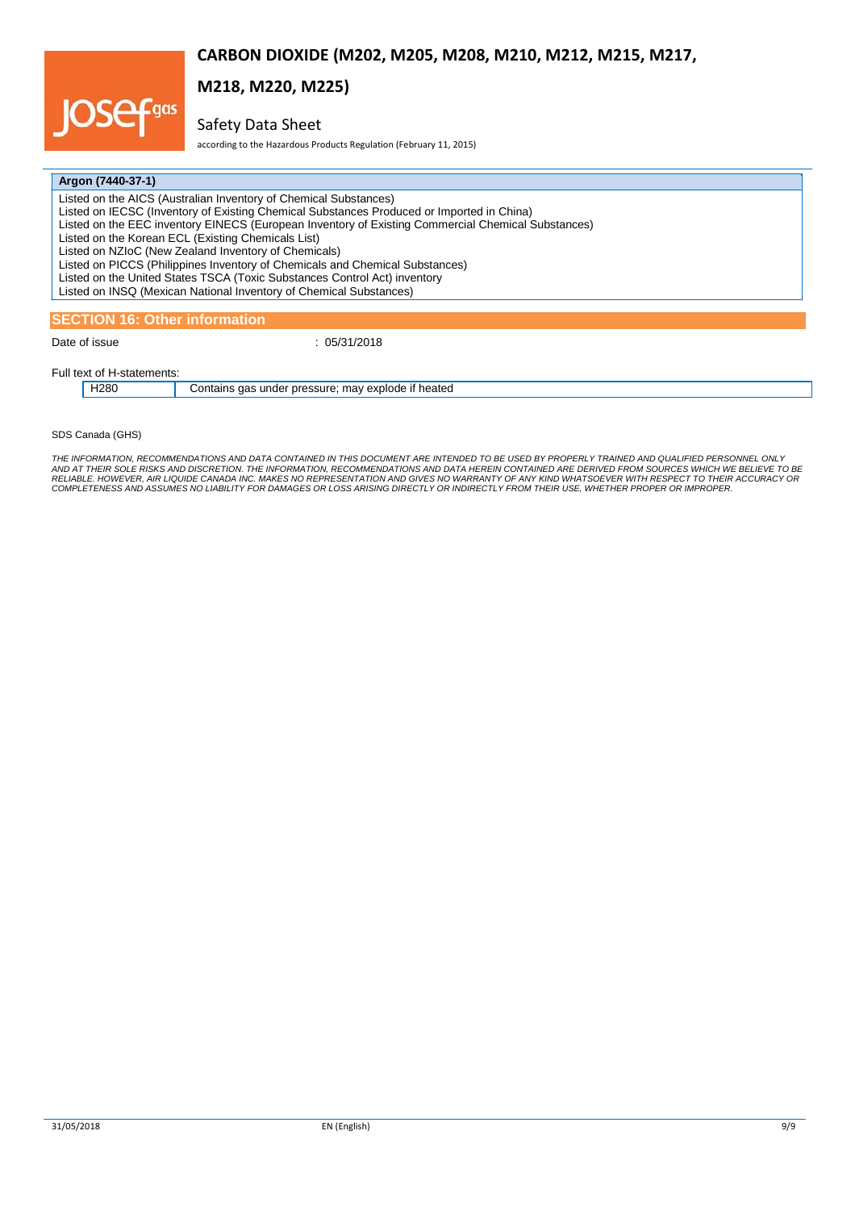| Argon (7440-37-1) |
| --- |
| Listed on the AICS (Australian Inventory of Chemical Substances)<br>Listed on IECSC (Inventory of Existing Chemical Substances Produced or Imported in China)<br>Listed on the EEC inventory EINECS (European Inventory of Existing Commercial Chemical Substances)<br>Listed on the Korean ECL (Existing Chemicals List)<br>Listed on NZIoC (New Zealand Inventory of Chemicals)<br>Listed on PICCS (Philippines Inventory of Chemicals and Chemical Substances)<br>Listed on the United States TSCA (Toxic Substances Control Act) inventory<br>Listed on INSQ (Mexican National Inventory of Chemical Substances) |

## SECTION 16: Other information

Date of issue : 05/31/2018

Full text of H-statements:

| | |
| --- | --- |
| H280 | Contains gas under pressure; may explode if heated |

SDS Canada (GHS)

*THE INFORMATION, RECOMMENDATIONS AND DATA CONTAINED IN THIS DOCUMENT ARE INTENDED TO BE USED BY PROPERLY TRAINED AND QUALIFIED PERSONNEL ONLY AND AT THEIR SOLE RISKS AND DISCRETION. THE INFORMATION, RECOMMENDATIONS AND DATA HEREIN CONTAINED ARE DERIVED FROM SOURCES WHICH WE BELIEVE TO BE RELIABLE. HOWEVER, AIR LIQUIDE CANADA INC. MAKES NO REPRESENTATION AND GIVES NO WARRANTY OF ANY KIND WHATSOEVER WITH RESPECT TO THEIR ACCURACY OR COMPLETENESS AND ASSUMES NO LIABILITY FOR DAMAGES OR LOSS ARISING DIRECTLY OR INDIRECTLY FROM THEIR USE, WHETHER PROPER OR IMPROPER.*